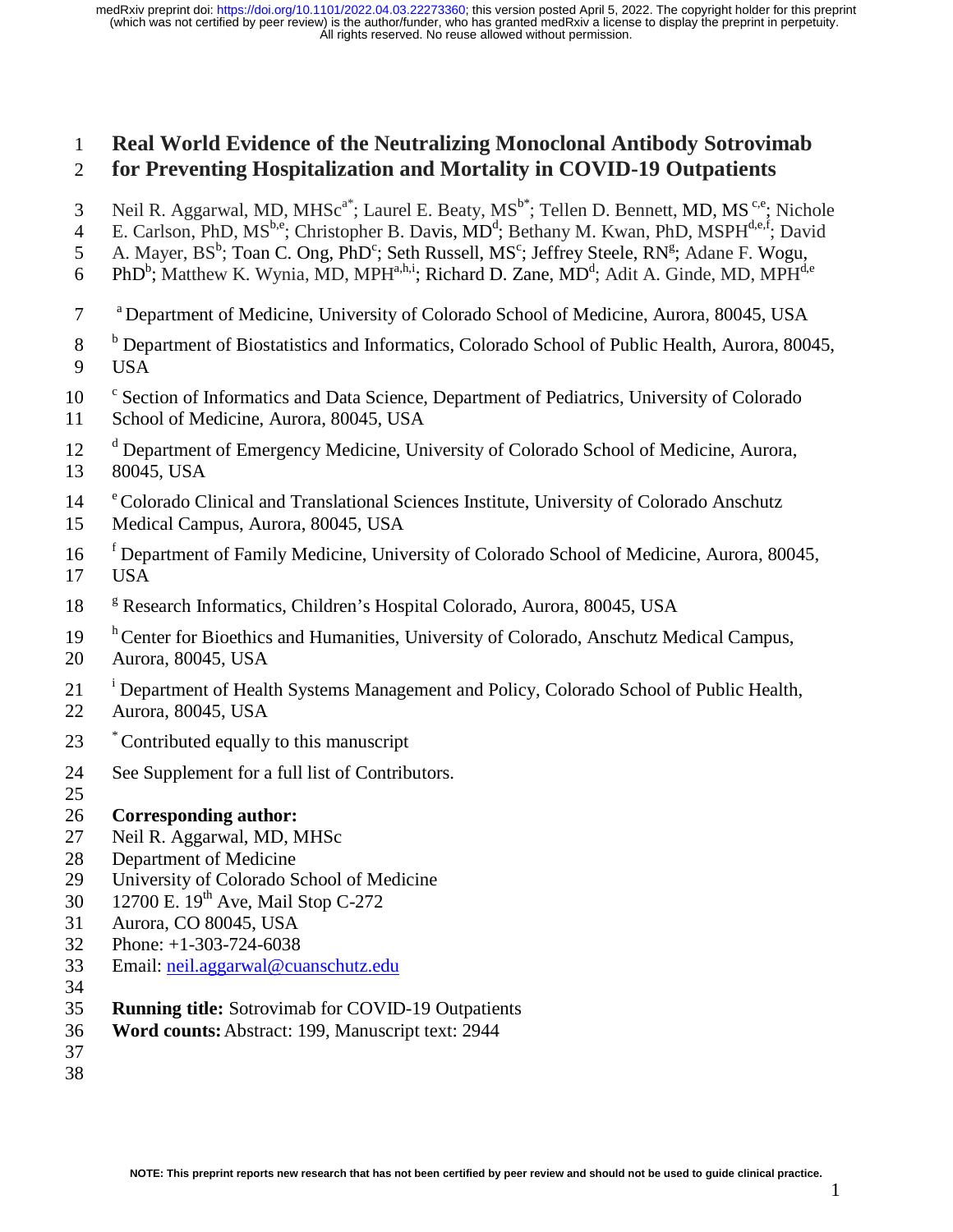# Real World Evidence of the Neutralizing Monoclonal Antibody Sotrovimab for Preventing Hospitalization and Mortality in COVID-19 Outpatients

Neil R. Aggarwal, MD, MHSc[a*]; Laurel E. Beaty, MS[b*]; Tellen D. Bennett, MD, MS[c,e]; Nichole E. Carlson, PhD, MS[b,e]; Christopher B. Davis, MD[d]; Bethany M. Kwan, PhD, MSPH[d,e,f]; David A. Mayer, BS[b]; Toan C. Ong, PhD[c]; Seth Russell, MS[c]; Jeffrey Steele, RN[g]; Adane F. Wogu, PhD[b]; Matthew K. Wynia, MD, MPH[a,h,i]; Richard D. Zane, MD[d]; Adit A. Ginde, MD, MPH[d,e]

[a] Department of Medicine, University of Colorado School of Medicine, Aurora, 80045, USA

[b] Department of Biostatistics and Informatics, Colorado School of Public Health, Aurora, 80045, USA

[c] Section of Informatics and Data Science, Department of Pediatrics, University of Colorado School of Medicine, Aurora, 80045, USA

[d] Department of Emergency Medicine, University of Colorado School of Medicine, Aurora, 80045, USA

[e] Colorado Clinical and Translational Sciences Institute, University of Colorado Anschutz Medical Campus, Aurora, 80045, USA

[f] Department of Family Medicine, University of Colorado School of Medicine, Aurora, 80045, USA

[g] Research Informatics, Children's Hospital Colorado, Aurora, 80045, USA

[h] Center for Bioethics and Humanities, University of Colorado, Anschutz Medical Campus, Aurora, 80045, USA

[i] Department of Health Systems Management and Policy, Colorado School of Public Health, Aurora, 80045, USA

[*] Contributed equally to this manuscript

See Supplement for a full list of Contributors.

**Corresponding author:**
Neil R. Aggarwal, MD, MHSc
Department of Medicine
University of Colorado School of Medicine
12700 E. 19th Ave, Mail Stop C-272
Aurora, CO 80045, USA
Phone: +1-303-724-6038
Email: neil.aggarwal@cuanschutz.edu

**Running title:** Sotrovimab for COVID-19 Outpatients
**Word counts:** Abstract: 199, Manuscript text: 2944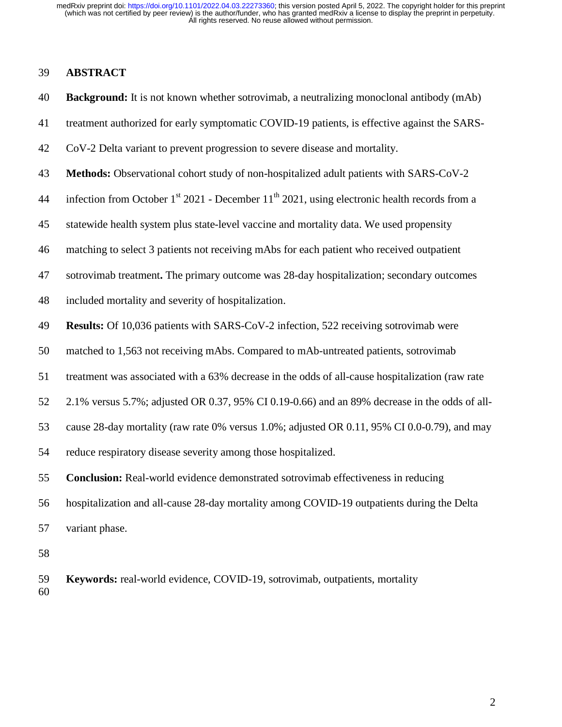## ABSTRACT

**Background:** It is not known whether sotrovimab, a neutralizing monoclonal antibody (mAb) treatment authorized for early symptomatic COVID-19 patients, is effective against the SARS-CoV-2 Delta variant to prevent progression to severe disease and mortality.

**Methods:** Observational cohort study of non-hospitalized adult patients with SARS-CoV-2 infection from October 1st 2021 - December 11th 2021, using electronic health records from a statewide health system plus state-level vaccine and mortality data. We used propensity matching to select 3 patients not receiving mAbs for each patient who received outpatient sotrovimab treatment**.** The primary outcome was 28-day hospitalization; secondary outcomes included mortality and severity of hospitalization.

**Results:** Of 10,036 patients with SARS-CoV-2 infection, 522 receiving sotrovimab were matched to 1,563 not receiving mAbs. Compared to mAb-untreated patients, sotrovimab treatment was associated with a 63% decrease in the odds of all-cause hospitalization (raw rate 2.1% versus 5.7%; adjusted OR 0.37, 95% CI 0.19-0.66) and an 89% decrease in the odds of all-cause 28-day mortality (raw rate 0% versus 1.0%; adjusted OR 0.11, 95% CI 0.0-0.79), and may reduce respiratory disease severity among those hospitalized.

**Conclusion:** Real-world evidence demonstrated sotrovimab effectiveness in reducing hospitalization and all-cause 28-day mortality among COVID-19 outpatients during the Delta variant phase.

**Keywords:** real-world evidence, COVID-19, sotrovimab, outpatients, mortality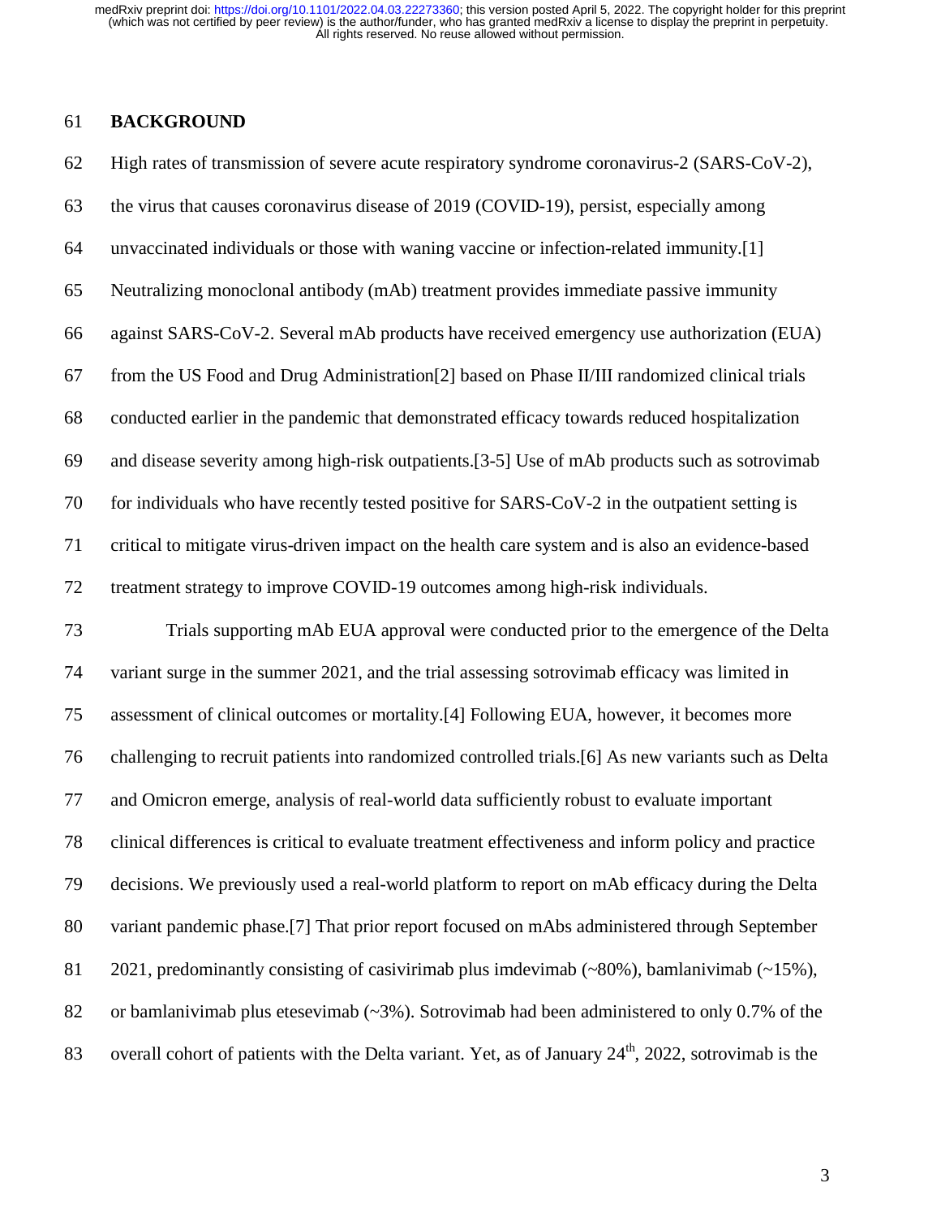## BACKGROUND

High rates of transmission of severe acute respiratory syndrome coronavirus-2 (SARS-CoV-2), the virus that causes coronavirus disease of 2019 (COVID-19), persist, especially among unvaccinated individuals or those with waning vaccine or infection-related immunity.[1] Neutralizing monoclonal antibody (mAb) treatment provides immediate passive immunity against SARS-CoV-2. Several mAb products have received emergency use authorization (EUA) from the US Food and Drug Administration[2] based on Phase II/III randomized clinical trials conducted earlier in the pandemic that demonstrated efficacy towards reduced hospitalization and disease severity among high-risk outpatients.[3-5] Use of mAb products such as sotrovimab for individuals who have recently tested positive for SARS-CoV-2 in the outpatient setting is critical to mitigate virus-driven impact on the health care system and is also an evidence-based treatment strategy to improve COVID-19 outcomes among high-risk individuals.

Trials supporting mAb EUA approval were conducted prior to the emergence of the Delta variant surge in the summer 2021, and the trial assessing sotrovimab efficacy was limited in assessment of clinical outcomes or mortality.[4] Following EUA, however, it becomes more challenging to recruit patients into randomized controlled trials.[6] As new variants such as Delta and Omicron emerge, analysis of real-world data sufficiently robust to evaluate important clinical differences is critical to evaluate treatment effectiveness and inform policy and practice decisions. We previously used a real-world platform to report on mAb efficacy during the Delta variant pandemic phase.[7] That prior report focused on mAbs administered through September 2021, predominantly consisting of casivirimab plus imdevimab (~80%), bamlanivimab (~15%), or bamlanivimab plus etesevimab (~3%). Sotrovimab had been administered to only 0.7% of the overall cohort of patients with the Delta variant. Yet, as of January 24th, 2022, sotrovimab is the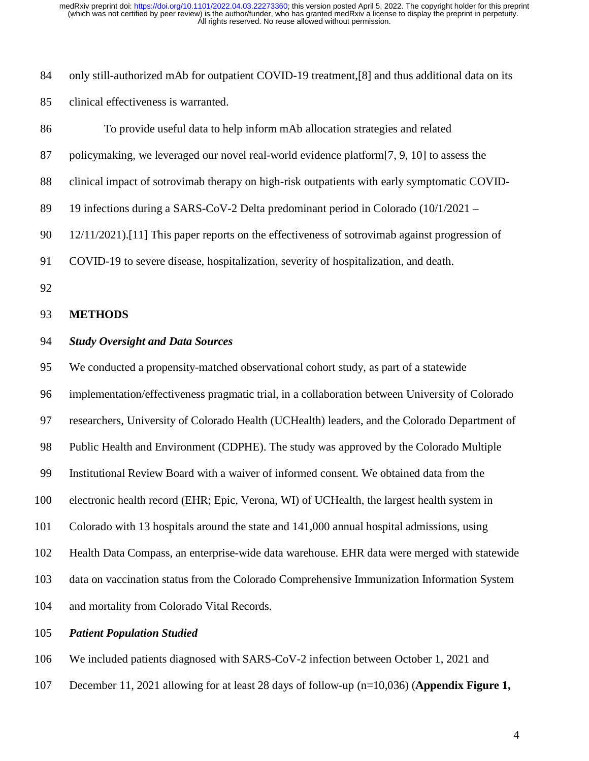only still-authorized mAb for outpatient COVID-19 treatment,[8] and thus additional data on its clinical effectiveness is warranted.

To provide useful data to help inform mAb allocation strategies and related policymaking, we leveraged our novel real-world evidence platform[7, 9, 10] to assess the clinical impact of sotrovimab therapy on high-risk outpatients with early symptomatic COVID-19 infections during a SARS-CoV-2 Delta predominant period in Colorado (10/1/2021 – 12/11/2021).[11] This paper reports on the effectiveness of sotrovimab against progression of COVID-19 to severe disease, hospitalization, severity of hospitalization, and death.

## METHODS

### *Study Oversight and Data Sources*

We conducted a propensity-matched observational cohort study, as part of a statewide implementation/effectiveness pragmatic trial, in a collaboration between University of Colorado researchers, University of Colorado Health (UCHealth) leaders, and the Colorado Department of Public Health and Environment (CDPHE). The study was approved by the Colorado Multiple Institutional Review Board with a waiver of informed consent. We obtained data from the electronic health record (EHR; Epic, Verona, WI) of UCHealth, the largest health system in Colorado with 13 hospitals around the state and 141,000 annual hospital admissions, using Health Data Compass, an enterprise-wide data warehouse. EHR data were merged with statewide data on vaccination status from the Colorado Comprehensive Immunization Information System and mortality from Colorado Vital Records.

### *Patient Population Studied*

We included patients diagnosed with SARS-CoV-2 infection between October 1, 2021 and December 11, 2021 allowing for at least 28 days of follow-up (n=10,036) (**Appendix Figure 1,**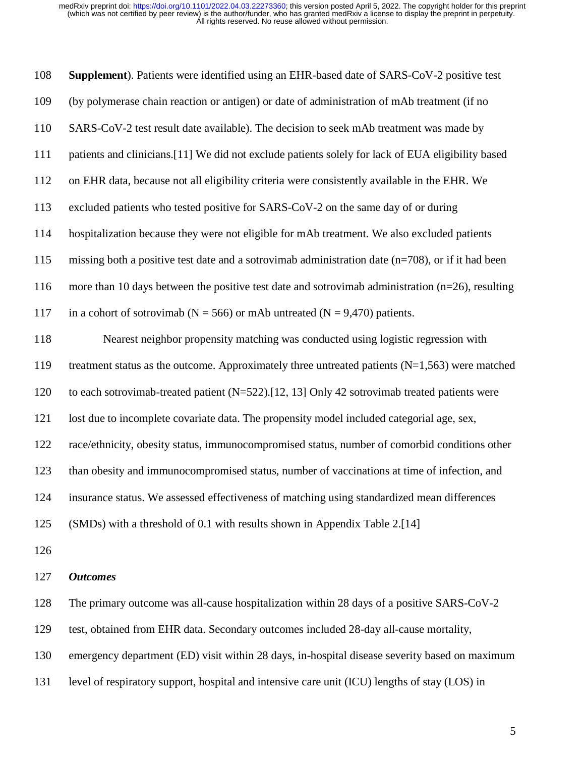**Supplement**). Patients were identified using an EHR-based date of SARS-CoV-2 positive test (by polymerase chain reaction or antigen) or date of administration of mAb treatment (if no SARS-CoV-2 test result date available). The decision to seek mAb treatment was made by patients and clinicians.[11] We did not exclude patients solely for lack of EUA eligibility based on EHR data, because not all eligibility criteria were consistently available in the EHR. We excluded patients who tested positive for SARS-CoV-2 on the same day of or during hospitalization because they were not eligible for mAb treatment. We also excluded patients missing both a positive test date and a sotrovimab administration date (n=708), or if it had been more than 10 days between the positive test date and sotrovimab administration (n=26), resulting in a cohort of sotrovimab (N = 566) or mAb untreated (N = 9,470) patients.

Nearest neighbor propensity matching was conducted using logistic regression with treatment status as the outcome. Approximately three untreated patients (N=1,563) were matched to each sotrovimab-treated patient (N=522).[12, 13] Only 42 sotrovimab treated patients were lost due to incomplete covariate data. The propensity model included categorial age, sex, race/ethnicity, obesity status, immunocompromised status, number of comorbid conditions other than obesity and immunocompromised status, number of vaccinations at time of infection, and insurance status. We assessed effectiveness of matching using standardized mean differences (SMDs) with a threshold of 0.1 with results shown in Appendix Table 2.[14]

***Outcomes***

The primary outcome was all-cause hospitalization within 28 days of a positive SARS-CoV-2 test, obtained from EHR data. Secondary outcomes included 28-day all-cause mortality, emergency department (ED) visit within 28 days, in-hospital disease severity based on maximum level of respiratory support, hospital and intensive care unit (ICU) lengths of stay (LOS) in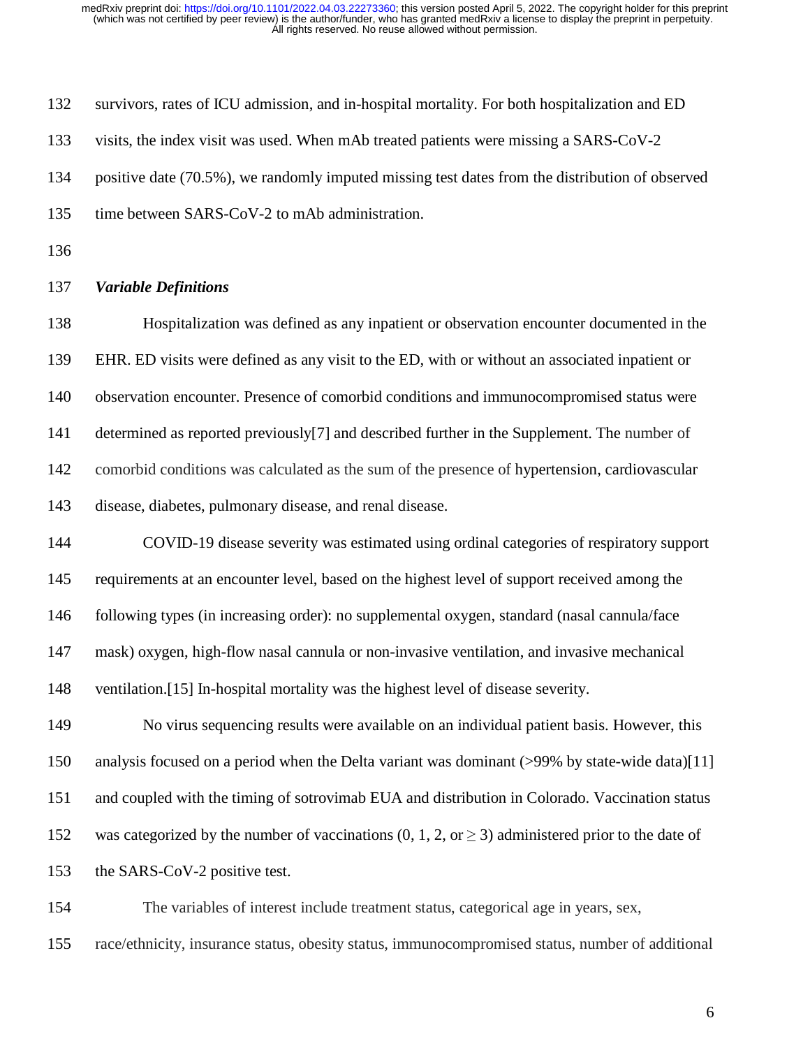survivors, rates of ICU admission, and in-hospital mortality. For both hospitalization and ED visits, the index visit was used. When mAb treated patients were missing a SARS-CoV-2 positive date (70.5%), we randomly imputed missing test dates from the distribution of observed time between SARS-CoV-2 to mAb administration.

### *Variable Definitions*

Hospitalization was defined as any inpatient or observation encounter documented in the EHR. ED visits were defined as any visit to the ED, with or without an associated inpatient or observation encounter. Presence of comorbid conditions and immunocompromised status were determined as reported previously[7] and described further in the Supplement. The number of comorbid conditions was calculated as the sum of the presence of hypertension, cardiovascular disease, diabetes, pulmonary disease, and renal disease.

COVID-19 disease severity was estimated using ordinal categories of respiratory support requirements at an encounter level, based on the highest level of support received among the following types (in increasing order): no supplemental oxygen, standard (nasal cannula/face mask) oxygen, high-flow nasal cannula or non-invasive ventilation, and invasive mechanical ventilation.[15] In-hospital mortality was the highest level of disease severity.

No virus sequencing results were available on an individual patient basis. However, this analysis focused on a period when the Delta variant was dominant (>99% by state-wide data)[11] and coupled with the timing of sotrovimab EUA and distribution in Colorado. Vaccination status was categorized by the number of vaccinations (0, 1, 2, or $\geq$ 3) administered prior to the date of the SARS-CoV-2 positive test.

The variables of interest include treatment status, categorical age in years, sex, race/ethnicity, insurance status, obesity status, immunocompromised status, number of additional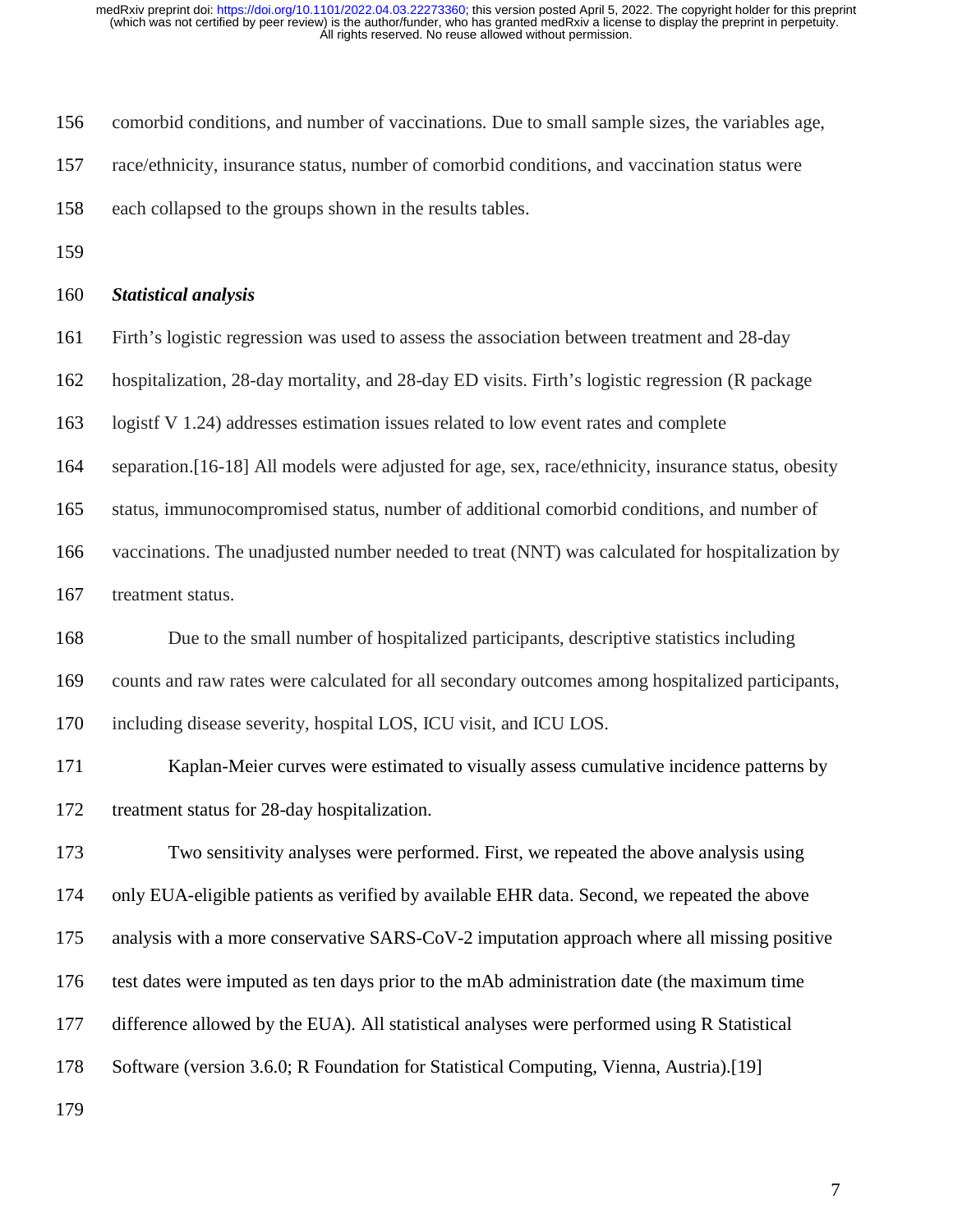comorbid conditions, and number of vaccinations. Due to small sample sizes, the variables age, race/ethnicity, insurance status, number of comorbid conditions, and vaccination status were each collapsed to the groups shown in the results tables.

***Statistical analysis***

Firth's logistic regression was used to assess the association between treatment and 28-day hospitalization, 28-day mortality, and 28-day ED visits. Firth's logistic regression (R package logistf V 1.24) addresses estimation issues related to low event rates and complete separation.[16-18] All models were adjusted for age, sex, race/ethnicity, insurance status, obesity status, immunocompromised status, number of additional comorbid conditions, and number of vaccinations. The unadjusted number needed to treat (NNT) was calculated for hospitalization by treatment status.

Due to the small number of hospitalized participants, descriptive statistics including counts and raw rates were calculated for all secondary outcomes among hospitalized participants, including disease severity, hospital LOS, ICU visit, and ICU LOS.

Kaplan-Meier curves were estimated to visually assess cumulative incidence patterns by treatment status for 28-day hospitalization.

Two sensitivity analyses were performed. First, we repeated the above analysis using only EUA-eligible patients as verified by available EHR data. Second, we repeated the above analysis with a more conservative SARS-CoV-2 imputation approach where all missing positive test dates were imputed as ten days prior to the mAb administration date (the maximum time difference allowed by the EUA). All statistical analyses were performed using R Statistical Software (version 3.6.0; R Foundation for Statistical Computing, Vienna, Austria).[19]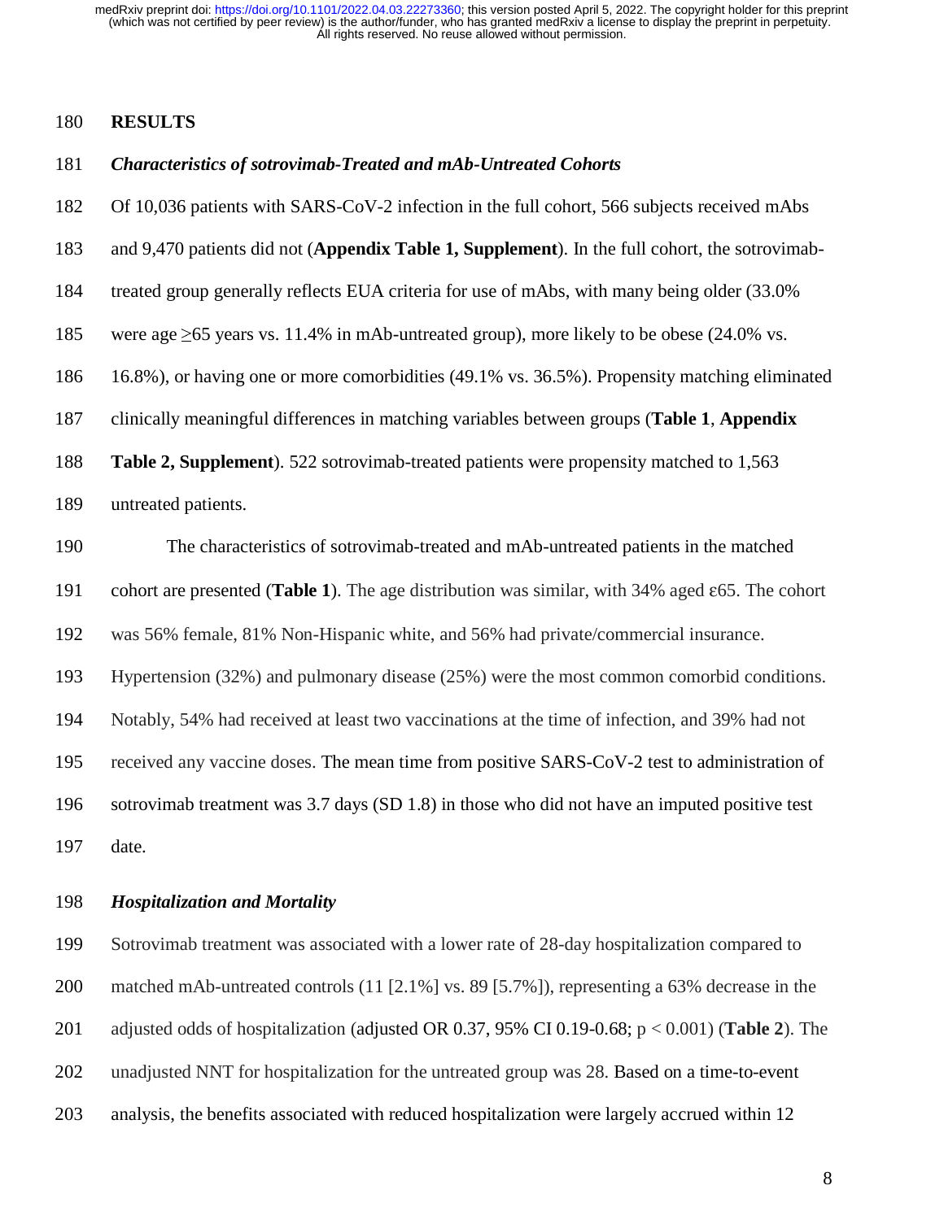## RESULTS

### *Characteristics of sotrovimab-Treated and mAb-Untreated Cohorts*

Of 10,036 patients with SARS-CoV-2 infection in the full cohort, 566 subjects received mAbs and 9,470 patients did not (**Appendix Table 1, Supplement**). In the full cohort, the sotrovimab-treated group generally reflects EUA criteria for use of mAbs, with many being older (33.0% were age ≥65 years vs. 11.4% in mAb-untreated group), more likely to be obese (24.0% vs. 16.8%), or having one or more comorbidities (49.1% vs. 36.5%). Propensity matching eliminated clinically meaningful differences in matching variables between groups (**Table 1**, **Appendix Table 2, Supplement**). 522 sotrovimab-treated patients were propensity matched to 1,563 untreated patients.

The characteristics of sotrovimab-treated and mAb-untreated patients in the matched cohort are presented (**Table 1**). The age distribution was similar, with 34% aged ε65. The cohort was 56% female, 81% Non-Hispanic white, and 56% had private/commercial insurance. Hypertension (32%) and pulmonary disease (25%) were the most common comorbid conditions. Notably, 54% had received at least two vaccinations at the time of infection, and 39% had not received any vaccine doses. The mean time from positive SARS-CoV-2 test to administration of sotrovimab treatment was 3.7 days (SD 1.8) in those who did not have an imputed positive test date.

### *Hospitalization and Mortality*

Sotrovimab treatment was associated with a lower rate of 28-day hospitalization compared to matched mAb-untreated controls (11 [2.1%] vs. 89 [5.7%]), representing a 63% decrease in the adjusted odds of hospitalization (adjusted OR 0.37, 95% CI 0.19-0.68; $p < 0.001$) (**Table 2**). The unadjusted NNT for hospitalization for the untreated group was 28. Based on a time-to-event analysis, the benefits associated with reduced hospitalization were largely accrued within 12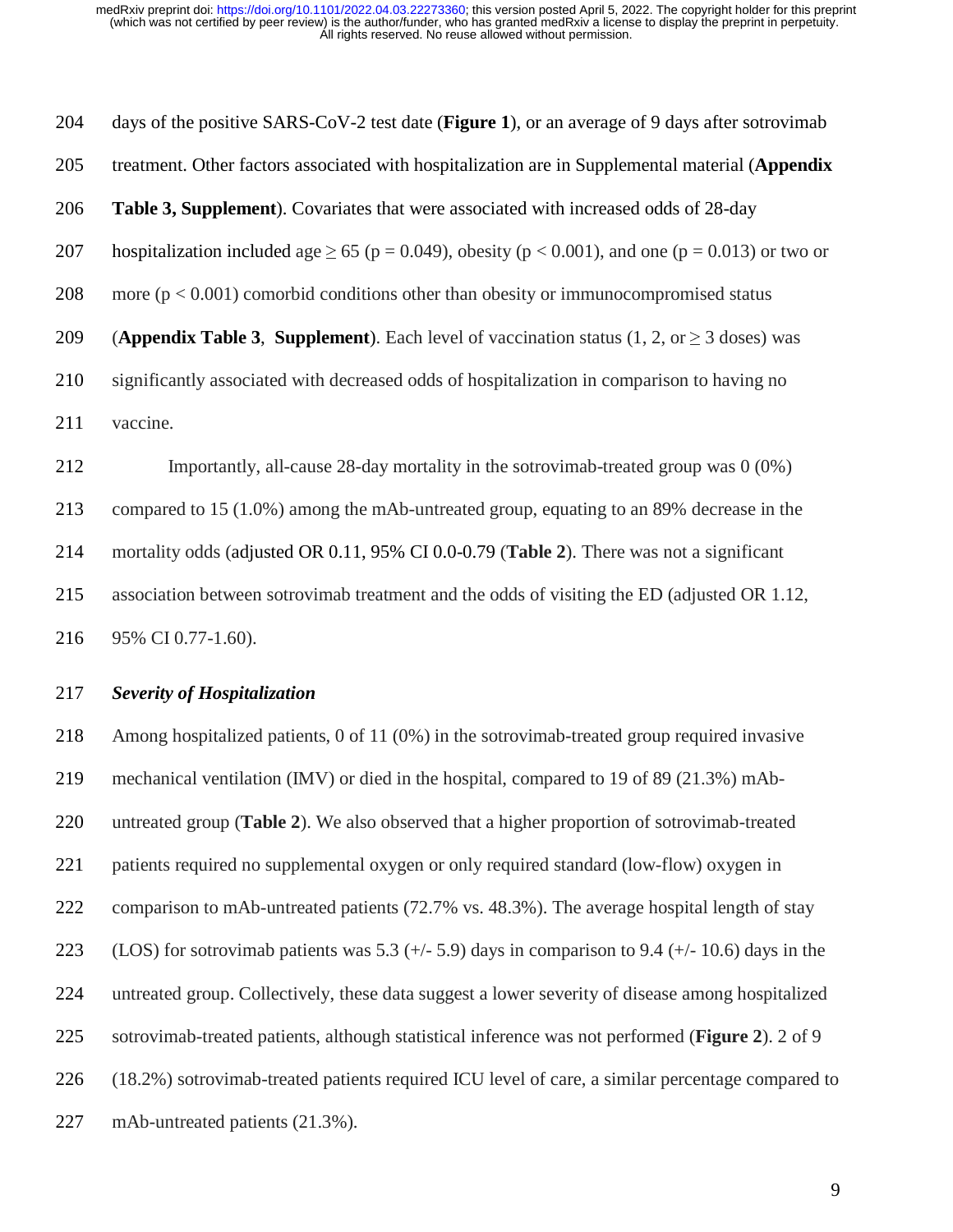days of the positive SARS-CoV-2 test date (**Figure 1**), or an average of 9 days after sotrovimab treatment. Other factors associated with hospitalization are in Supplemental material (**Appendix Table 3, Supplement**). Covariates that were associated with increased odds of 28-day hospitalization included age $\geq 65$ ($p = 0.049$), obesity ($p < 0.001$), and one ($p = 0.013$) or two or more ($p < 0.001$) comorbid conditions other than obesity or immunocompromised status (**Appendix Table 3**, **Supplement**). Each level of vaccination status (1, 2, or $\geq 3$ doses) was significantly associated with decreased odds of hospitalization in comparison to having no vaccine.

Importantly, all-cause 28-day mortality in the sotrovimab-treated group was 0 (0%) compared to 15 (1.0%) among the mAb-untreated group, equating to an 89% decrease in the mortality odds (adjusted OR 0.11, 95% CI 0.0-0.79 (**Table 2**). There was not a significant association between sotrovimab treatment and the odds of visiting the ED (adjusted OR 1.12, 95% CI 0.77-1.60).

### *Severity of Hospitalization*

Among hospitalized patients, 0 of 11 (0%) in the sotrovimab-treated group required invasive mechanical ventilation (IMV) or died in the hospital, compared to 19 of 89 (21.3%) mAb-untreated group (**Table 2**). We also observed that a higher proportion of sotrovimab-treated patients required no supplemental oxygen or only required standard (low-flow) oxygen in comparison to mAb-untreated patients (72.7% vs. 48.3%). The average hospital length of stay (LOS) for sotrovimab patients was 5.3 (+/- 5.9) days in comparison to 9.4 (+/- 10.6) days in the untreated group. Collectively, these data suggest a lower severity of disease among hospitalized sotrovimab-treated patients, although statistical inference was not performed (**Figure 2**). 2 of 9 (18.2%) sotrovimab-treated patients required ICU level of care, a similar percentage compared to mAb-untreated patients (21.3%).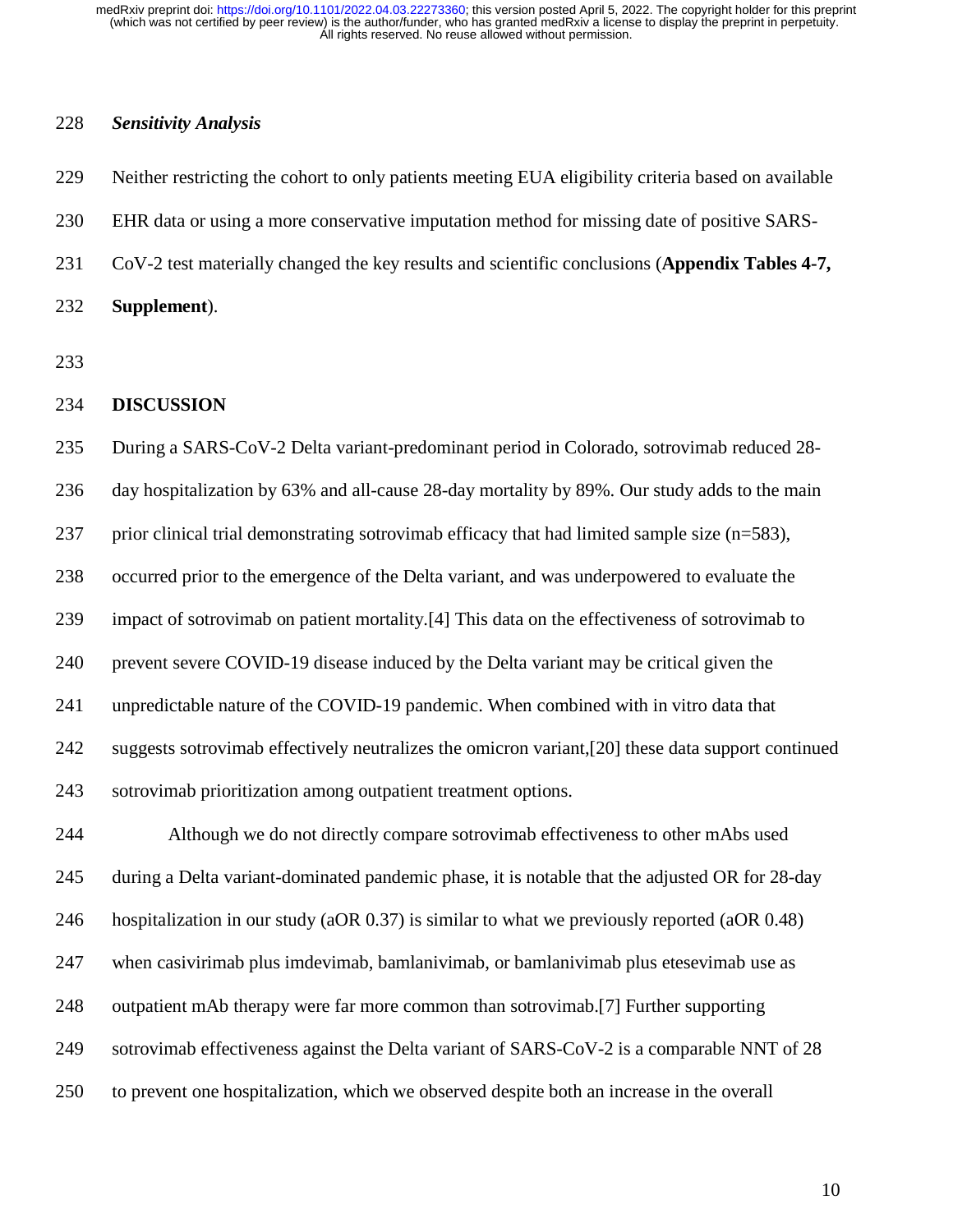### *Sensitivity Analysis*

Neither restricting the cohort to only patients meeting EUA eligibility criteria based on available EHR data or using a more conservative imputation method for missing date of positive SARS-CoV-2 test materially changed the key results and scientific conclusions (**Appendix Tables 4-7, Supplement**).

## DISCUSSION

During a SARS-CoV-2 Delta variant-predominant period in Colorado, sotrovimab reduced 28-day hospitalization by 63% and all-cause 28-day mortality by 89%. Our study adds to the main prior clinical trial demonstrating sotrovimab efficacy that had limited sample size (n=583), occurred prior to the emergence of the Delta variant, and was underpowered to evaluate the impact of sotrovimab on patient mortality.[4] This data on the effectiveness of sotrovimab to prevent severe COVID-19 disease induced by the Delta variant may be critical given the unpredictable nature of the COVID-19 pandemic. When combined with in vitro data that suggests sotrovimab effectively neutralizes the omicron variant,[20] these data support continued sotrovimab prioritization among outpatient treatment options.

Although we do not directly compare sotrovimab effectiveness to other mAbs used during a Delta variant-dominated pandemic phase, it is notable that the adjusted OR for 28-day hospitalization in our study (aOR 0.37) is similar to what we previously reported (aOR 0.48) when casivirimab plus imdevimab, bamlanivimab, or bamlanivimab plus etesevimab use as outpatient mAb therapy were far more common than sotrovimab.[7] Further supporting sotrovimab effectiveness against the Delta variant of SARS-CoV-2 is a comparable NNT of 28 to prevent one hospitalization, which we observed despite both an increase in the overall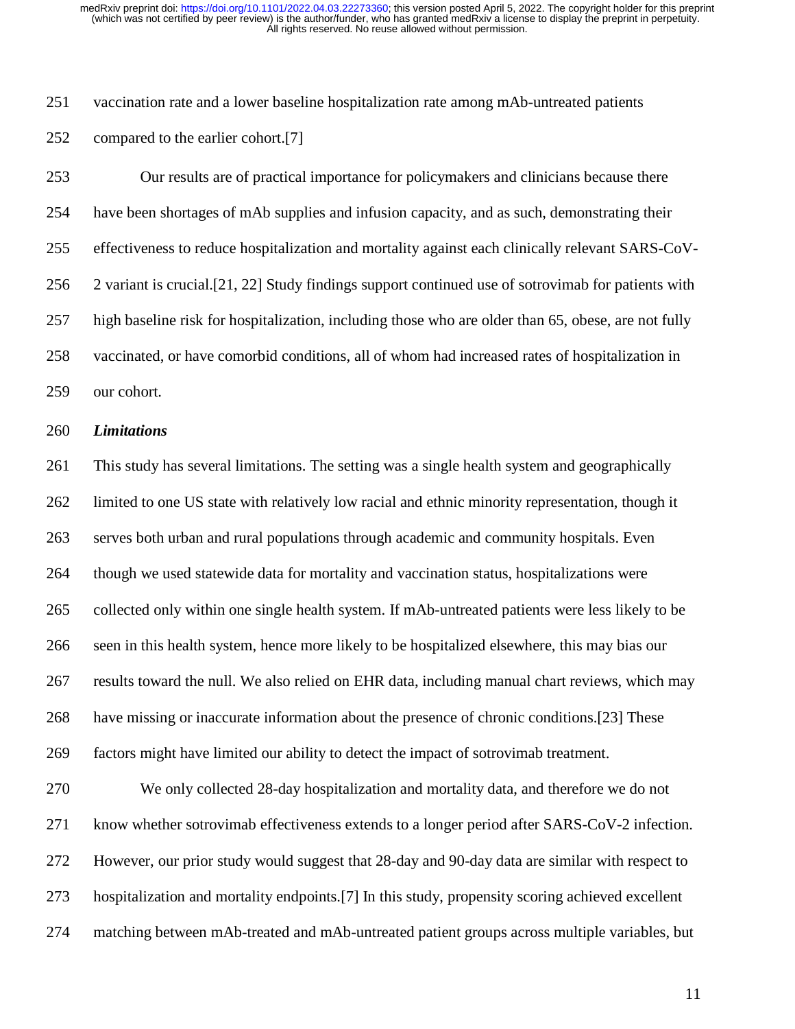vaccination rate and a lower baseline hospitalization rate among mAb-untreated patients compared to the earlier cohort.[7]

Our results are of practical importance for policymakers and clinicians because there have been shortages of mAb supplies and infusion capacity, and as such, demonstrating their effectiveness to reduce hospitalization and mortality against each clinically relevant SARS-CoV-2 variant is crucial.[21, 22] Study findings support continued use of sotrovimab for patients with high baseline risk for hospitalization, including those who are older than 65, obese, are not fully vaccinated, or have comorbid conditions, all of whom had increased rates of hospitalization in our cohort.

***Limitations***

This study has several limitations. The setting was a single health system and geographically limited to one US state with relatively low racial and ethnic minority representation, though it serves both urban and rural populations through academic and community hospitals. Even though we used statewide data for mortality and vaccination status, hospitalizations were collected only within one single health system. If mAb-untreated patients were less likely to be seen in this health system, hence more likely to be hospitalized elsewhere, this may bias our results toward the null. We also relied on EHR data, including manual chart reviews, which may have missing or inaccurate information about the presence of chronic conditions.[23] These factors might have limited our ability to detect the impact of sotrovimab treatment.

We only collected 28-day hospitalization and mortality data, and therefore we do not know whether sotrovimab effectiveness extends to a longer period after SARS-CoV-2 infection. However, our prior study would suggest that 28-day and 90-day data are similar with respect to hospitalization and mortality endpoints.[7] In this study, propensity scoring achieved excellent matching between mAb-treated and mAb-untreated patient groups across multiple variables, but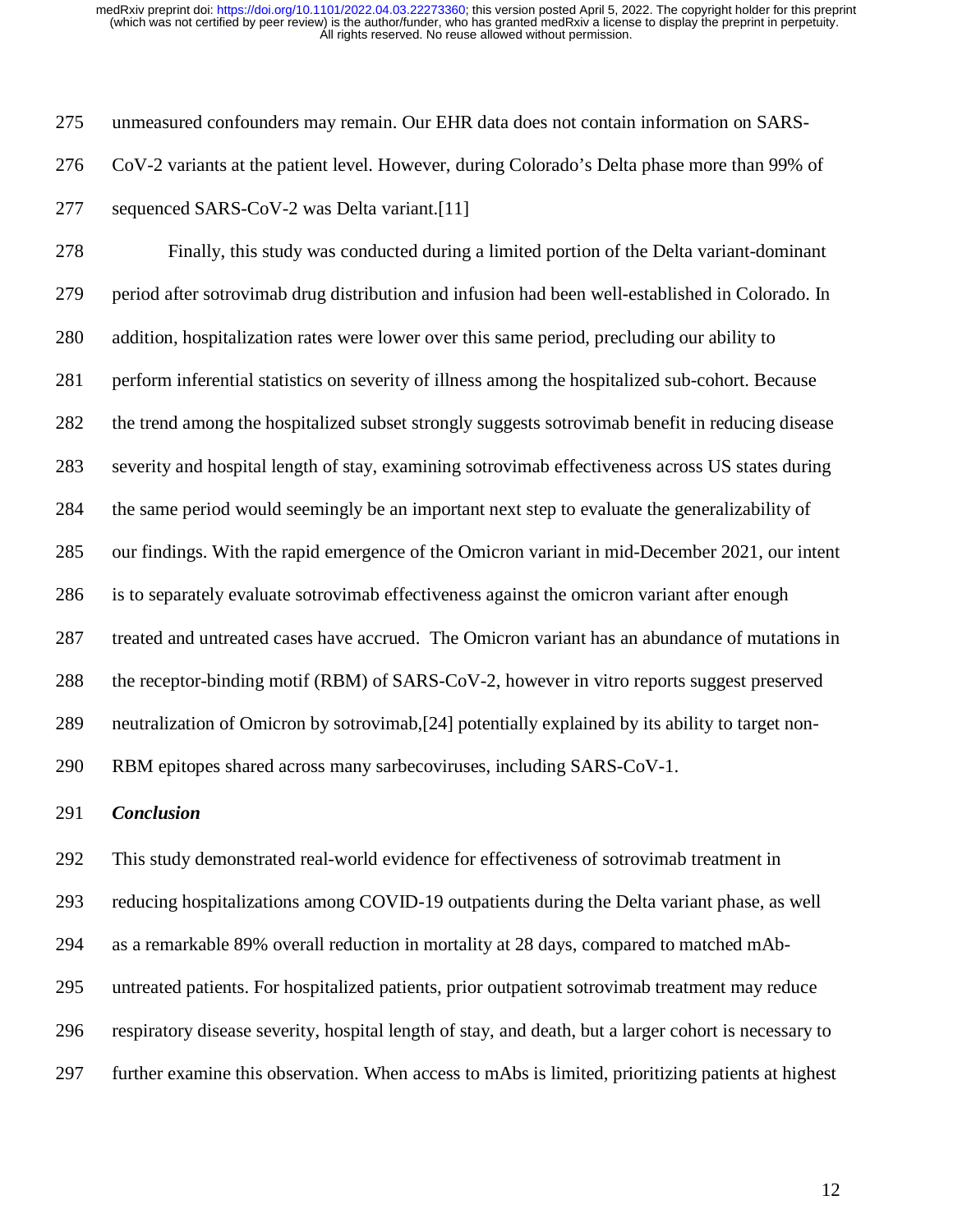unmeasured confounders may remain. Our EHR data does not contain information on SARS-CoV-2 variants at the patient level. However, during Colorado's Delta phase more than 99% of sequenced SARS-CoV-2 was Delta variant.[11]

Finally, this study was conducted during a limited portion of the Delta variant-dominant period after sotrovimab drug distribution and infusion had been well-established in Colorado. In addition, hospitalization rates were lower over this same period, precluding our ability to perform inferential statistics on severity of illness among the hospitalized sub-cohort. Because the trend among the hospitalized subset strongly suggests sotrovimab benefit in reducing disease severity and hospital length of stay, examining sotrovimab effectiveness across US states during the same period would seemingly be an important next step to evaluate the generalizability of our findings. With the rapid emergence of the Omicron variant in mid-December 2021, our intent is to separately evaluate sotrovimab effectiveness against the omicron variant after enough treated and untreated cases have accrued. The Omicron variant has an abundance of mutations in the receptor-binding motif (RBM) of SARS-CoV-2, however in vitro reports suggest preserved neutralization of Omicron by sotrovimab,[24] potentially explained by its ability to target non-RBM epitopes shared across many sarbecoviruses, including SARS-CoV-1.

### *Conclusion*

This study demonstrated real-world evidence for effectiveness of sotrovimab treatment in reducing hospitalizations among COVID-19 outpatients during the Delta variant phase, as well as a remarkable 89% overall reduction in mortality at 28 days, compared to matched mAb-untreated patients. For hospitalized patients, prior outpatient sotrovimab treatment may reduce respiratory disease severity, hospital length of stay, and death, but a larger cohort is necessary to further examine this observation. When access to mAbs is limited, prioritizing patients at highest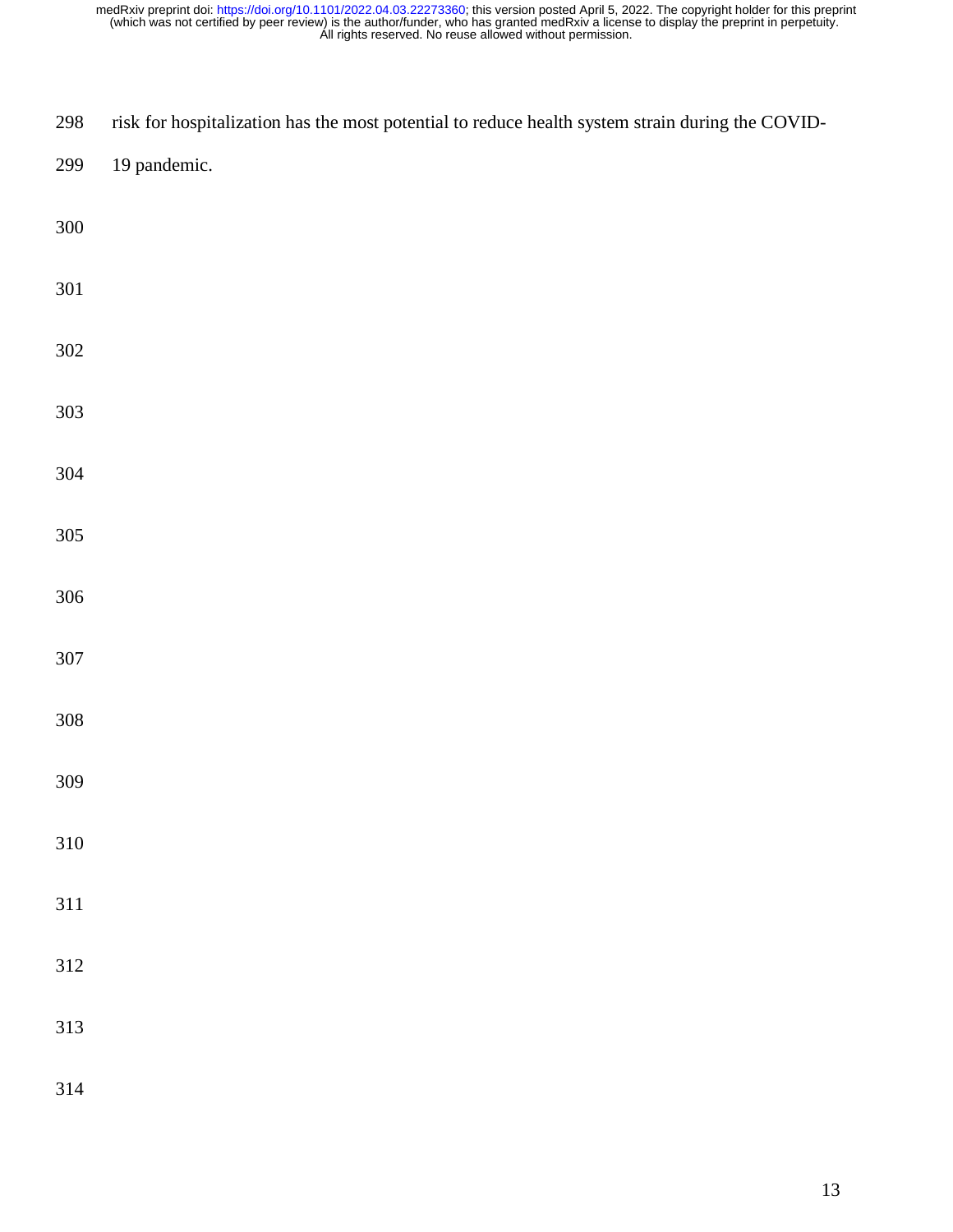risk for hospitalization has the most potential to reduce health system strain during the COVID-19 pandemic.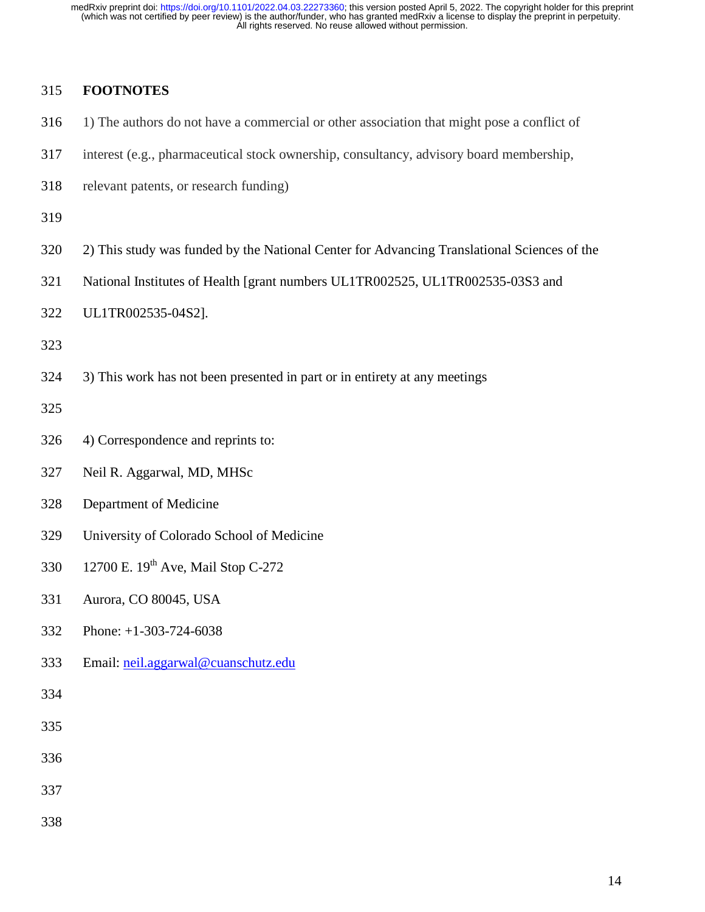## FOOTNOTES

1) The authors do not have a commercial or other association that might pose a conflict of interest (e.g., pharmaceutical stock ownership, consultancy, advisory board membership, relevant patents, or research funding)

2) This study was funded by the National Center for Advancing Translational Sciences of the National Institutes of Health [grant numbers UL1TR002525, UL1TR002535-03S3 and UL1TR002535-04S2].

3) This work has not been presented in part or in entirety at any meetings

4) Correspondence and reprints to:

Neil R. Aggarwal, MD, MHSc
Department of Medicine
University of Colorado School of Medicine
12700 E. 19th Ave, Mail Stop C-272
Aurora, CO 80045, USA
Phone: +1-303-724-6038
Email: neil.aggarwal@cuanschutz.edu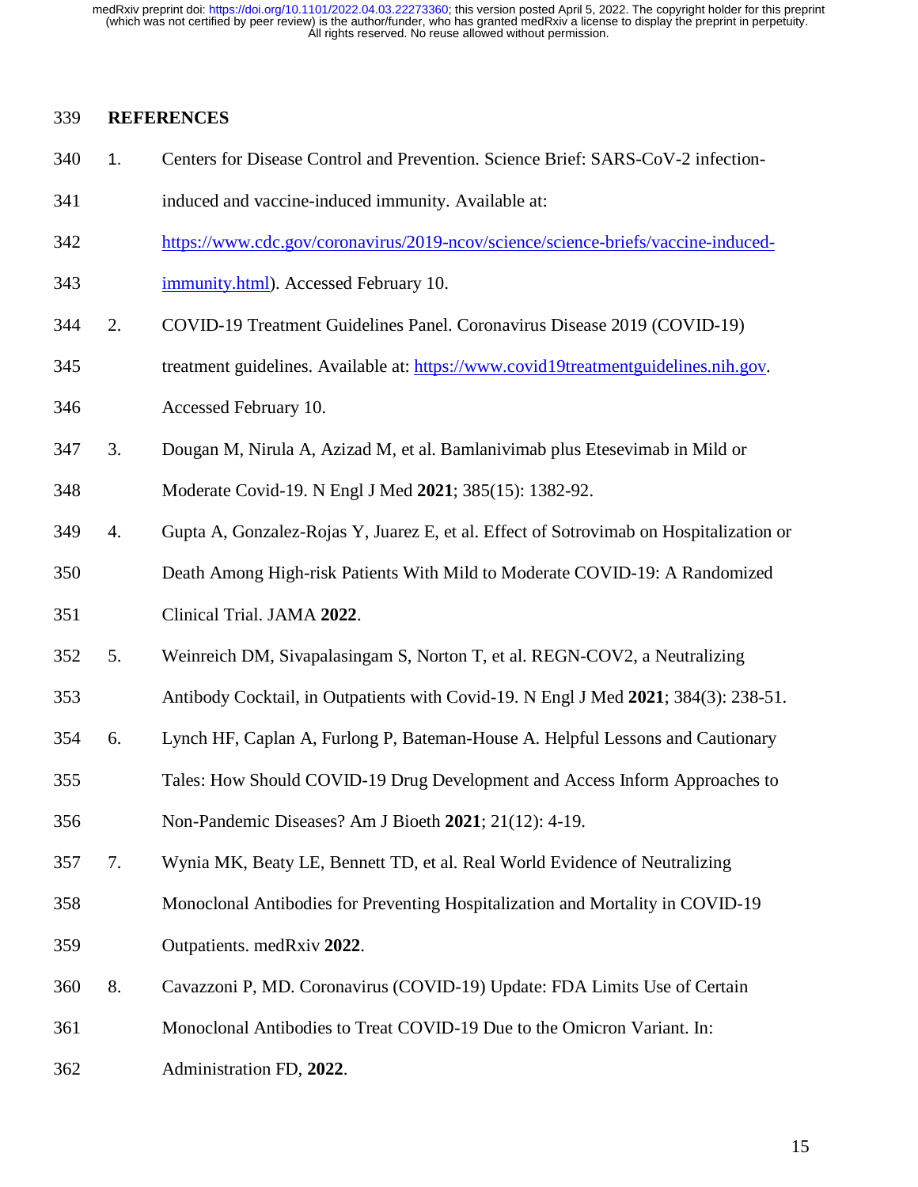## REFERENCES

1. Centers for Disease Control and Prevention. Science Brief: SARS-CoV-2 infection-induced and vaccine-induced immunity. Available at: https://www.cdc.gov/coronavirus/2019-ncov/science/science-briefs/vaccine-induced-immunity.html). Accessed February 10.
2. COVID-19 Treatment Guidelines Panel. Coronavirus Disease 2019 (COVID-19) treatment guidelines. Available at: https://www.covid19treatmentguidelines.nih.gov. Accessed February 10.
3. Dougan M, Nirula A, Azizad M, et al. Bamlanivimab plus Etesevimab in Mild or Moderate Covid-19. N Engl J Med **2021**; 385(15): 1382-92.
4. Gupta A, Gonzalez-Rojas Y, Juarez E, et al. Effect of Sotrovimab on Hospitalization or Death Among High-risk Patients With Mild to Moderate COVID-19: A Randomized Clinical Trial. JAMA **2022**.
5. Weinreich DM, Sivapalasingam S, Norton T, et al. REGN-COV2, a Neutralizing Antibody Cocktail, in Outpatients with Covid-19. N Engl J Med **2021**; 384(3): 238-51.
6. Lynch HF, Caplan A, Furlong P, Bateman-House A. Helpful Lessons and Cautionary Tales: How Should COVID-19 Drug Development and Access Inform Approaches to Non-Pandemic Diseases? Am J Bioeth **2021**; 21(12): 4-19.
7. Wynia MK, Beaty LE, Bennett TD, et al. Real World Evidence of Neutralizing Monoclonal Antibodies for Preventing Hospitalization and Mortality in COVID-19 Outpatients. medRxiv **2022**.
8. Cavazzoni P, MD. Coronavirus (COVID-19) Update: FDA Limits Use of Certain Monoclonal Antibodies to Treat COVID-19 Due to the Omicron Variant. In: Administration FD, **2022**.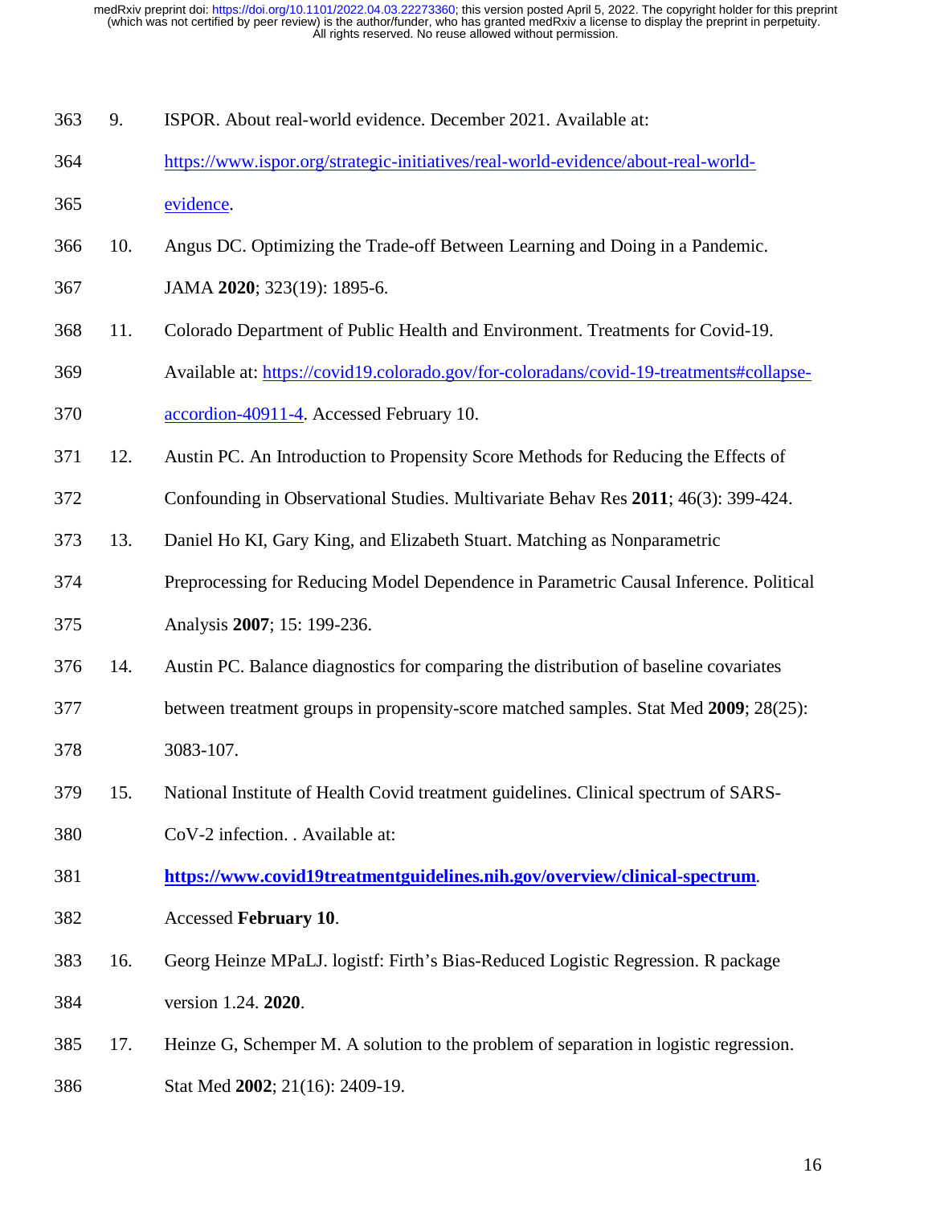9. ISPOR. About real-world evidence. December 2021. Available at: [https://www.ispor.org/strategic-initiatives/real-world-evidence/about-real-world-evidence](https://www.ispor.org/strategic-initiatives/real-world-evidence/about-real-world-evidence).
10. Angus DC. Optimizing the Trade-off Between Learning and Doing in a Pandemic. JAMA **2020**; 323(19): 1895-6.
11. Colorado Department of Public Health and Environment. Treatments for Covid-19. Available at: [https://covid19.colorado.gov/for-coloradans/covid-19-treatments#collapse-accordion-40911-4](https://covid19.colorado.gov/for-coloradans/covid-19-treatments#collapse-accordion-40911-4). Accessed February 10.
12. Austin PC. An Introduction to Propensity Score Methods for Reducing the Effects of Confounding in Observational Studies. Multivariate Behav Res **2011**; 46(3): 399-424.
13. Daniel Ho KI, Gary King, and Elizabeth Stuart. Matching as Nonparametric Preprocessing for Reducing Model Dependence in Parametric Causal Inference. Political Analysis **2007**; 15: 199-236.
14. Austin PC. Balance diagnostics for comparing the distribution of baseline covariates between treatment groups in propensity-score matched samples. Stat Med **2009**; 28(25): 3083-107.
15. National Institute of Health Covid treatment guidelines. Clinical spectrum of SARS-CoV-2 infection. . Available at: **[https://www.covid19treatmentguidelines.nih.gov/overview/clinical-spectrum](https://www.covid19treatmentguidelines.nih.gov/overview/clinical-spectrum)**. Accessed **February 10**.
16. Georg Heinze MPaLJ. logistf: Firth's Bias-Reduced Logistic Regression. R package version 1.24. **2020**.
17. Heinze G, Schemper M. A solution to the problem of separation in logistic regression. Stat Med **2002**; 21(16): 2409-19.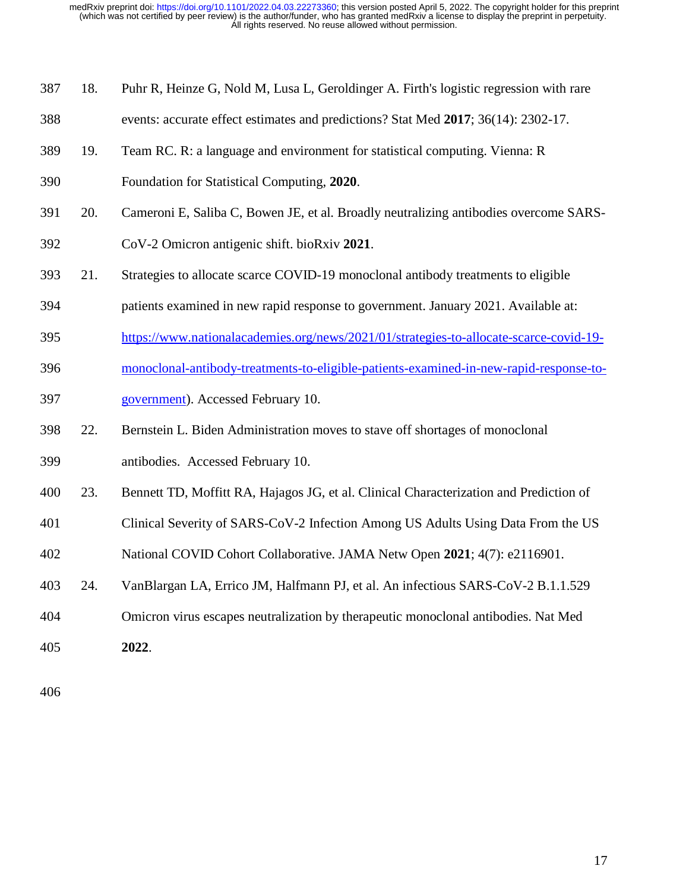18. Puhr R, Heinze G, Nold M, Lusa L, Geroldinger A. Firth's logistic regression with rare events: accurate effect estimates and predictions? Stat Med **2017**; 36(14): 2302-17.
19. Team RC. R: a language and environment for statistical computing. Vienna: R Foundation for Statistical Computing, **2020**.
20. Cameroni E, Saliba C, Bowen JE, et al. Broadly neutralizing antibodies overcome SARS-CoV-2 Omicron antigenic shift. bioRxiv **2021**.
21. Strategies to allocate scarce COVID-19 monoclonal antibody treatments to eligible patients examined in new rapid response to government. January 2021. Available at: [https://www.nationalacademies.org/news/2021/01/strategies-to-allocate-scarce-covid-19-monoclonal-antibody-treatments-to-eligible-patients-examined-in-new-rapid-response-to-government](https://www.nationalacademies.org/news/2021/01/strategies-to-allocate-scarce-covid-19-monoclonal-antibody-treatments-to-eligible-patients-examined-in-new-rapid-response-to-government)). Accessed February 10.
22. Bernstein L. Biden Administration moves to stave off shortages of monoclonal antibodies. Accessed February 10.
23. Bennett TD, Moffitt RA, Hajagos JG, et al. Clinical Characterization and Prediction of Clinical Severity of SARS-CoV-2 Infection Among US Adults Using Data From the US National COVID Cohort Collaborative. JAMA Netw Open **2021**; 4(7): e2116901.
24. VanBlargan LA, Errico JM, Halfmann PJ, et al. An infectious SARS-CoV-2 B.1.1.529 Omicron virus escapes neutralization by therapeutic monoclonal antibodies. Nat Med **2022**.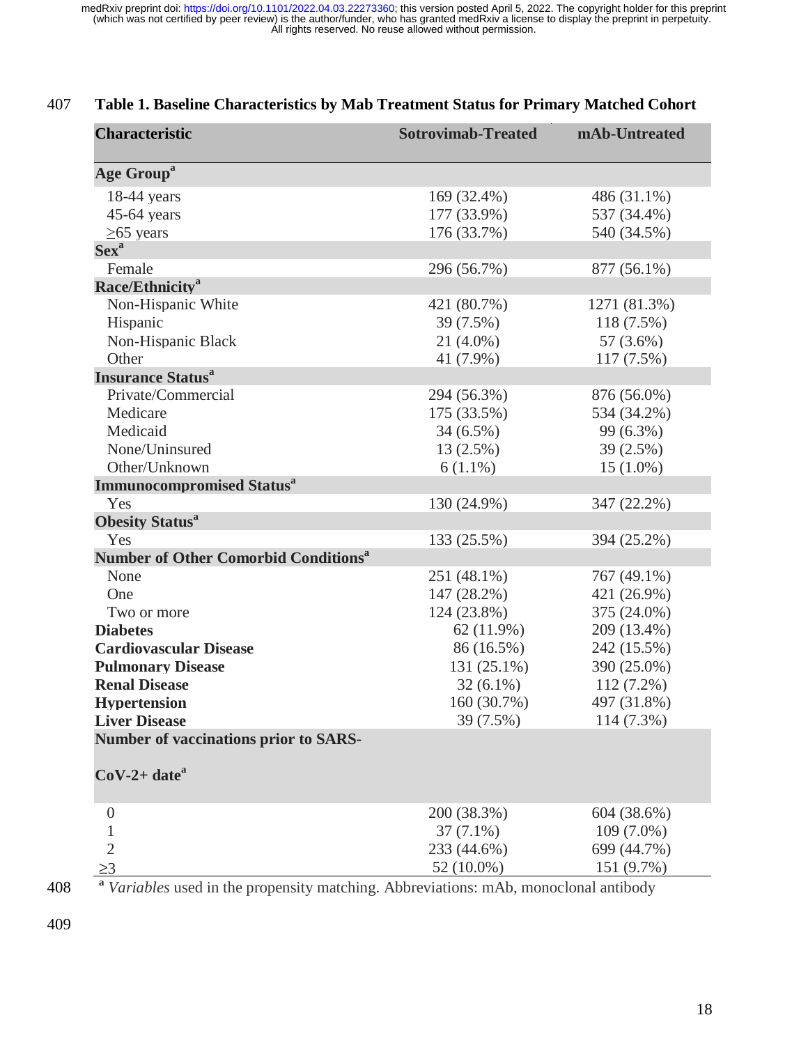**Table 1. Baseline Characteristics by Mab Treatment Status for Primary Matched Cohort**

| Characteristic | Sotrovimab-Treated | mAb-Untreated |
|---|---|---|
| **Age Group**[a] | | |
| 18-44 years | 169 (32.4%) | 486 (31.1%) |
| 45-64 years | 177 (33.9%) | 537 (34.4%) |
| ≥65 years | 176 (33.7%) | 540 (34.5%) |
| **Sex**[a] | | |
| Female | 296 (56.7%) | 877 (56.1%) |
| **Race/Ethnicity**[a] | | |
| Non-Hispanic White | 421 (80.7%) | 1271 (81.3%) |
| Hispanic | 39 (7.5%) | 118 (7.5%) |
| Non-Hispanic Black | 21 (4.0%) | 57 (3.6%) |
| Other | 41 (7.9%) | 117 (7.5%) |
| **Insurance Status**[a] | | |
| Private/Commercial | 294 (56.3%) | 876 (56.0%) |
| Medicare | 175 (33.5%) | 534 (34.2%) |
| Medicaid | 34 (6.5%) | 99 (6.3%) |
| None/Uninsured | 13 (2.5%) | 39 (2.5%) |
| Other/Unknown | 6 (1.1%) | 15 (1.0%) |
| **Immunocompromised Status**[a] | | |
| Yes | 130 (24.9%) | 347 (22.2%) |
| **Obesity Status**[a] | | |
| Yes | 133 (25.5%) | 394 (25.2%) |
| **Number of Other Comorbid Conditions**[a] | | |
| None | 251 (48.1%) | 767 (49.1%) |
| One | 147 (28.2%) | 421 (26.9%) |
| Two or more | 124 (23.8%) | 375 (24.0%) |
| **Diabetes** | 62 (11.9%) | 209 (13.4%) |
| **Cardiovascular Disease** | 86 (16.5%) | 242 (15.5%) |
| **Pulmonary Disease** | 131 (25.1%) | 390 (25.0%) |
| **Renal Disease** | 32 (6.1%) | 112 (7.2%) |
| **Hypertension** | 160 (30.7%) | 497 (31.8%) |
| **Liver Disease** | 39 (7.5%) | 114 (7.3%) |
| **Number of vaccinations prior to SARS-CoV-2+ date**[a] | | |
| 0 | 200 (38.3%) | 604 (38.6%) |
| 1 | 37 (7.1%) | 109 (7.0%) |
| 2 | 233 (44.6%) | 699 (44.7%) |
| ≥3 | 52 (10.0%) | 151 (9.7%) |

[a] *Variables* used in the propensity matching. Abbreviations: mAb, monoclonal antibody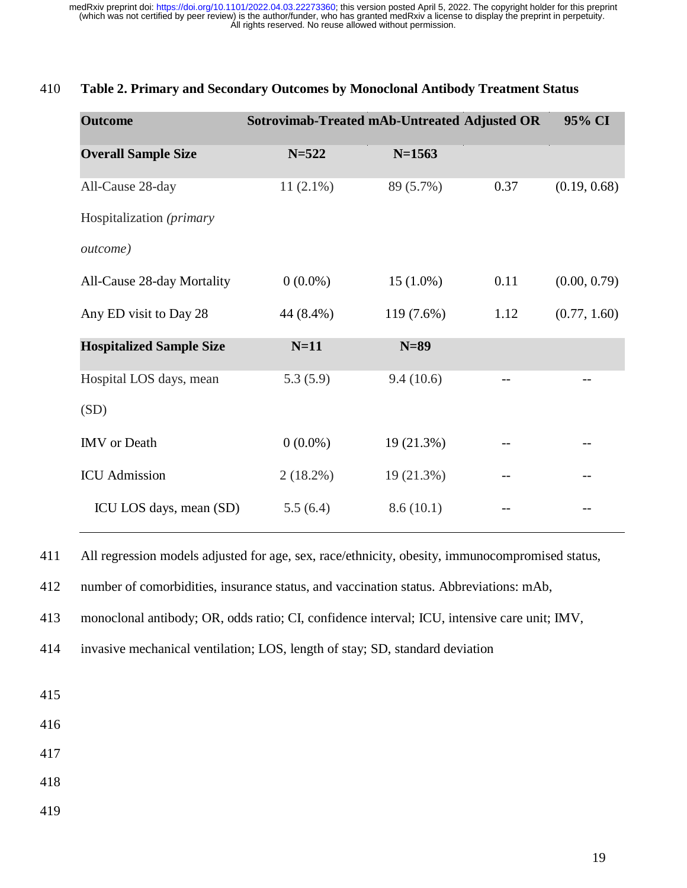**Table 2. Primary and Secondary Outcomes by Monoclonal Antibody Treatment Status**

| Outcome | Sotrovimab-Treated | mAb-Untreated | Adjusted OR | 95% CI |
|---|---|---|---|---|
| **Overall Sample Size** | **N=522** | **N=1563** | | |
| All-Cause 28-day Hospitalization *(primary outcome)* | 11 (2.1%) | 89 (5.7%) | 0.37 | (0.19, 0.68) |
| All-Cause 28-day Mortality | 0 (0.0%) | 15 (1.0%) | 0.11 | (0.00, 0.79) |
| Any ED visit to Day 28 | 44 (8.4%) | 119 (7.6%) | 1.12 | (0.77, 1.60) |
| **Hospitalized Sample Size** | **N=11** | **N=89** | | |
| Hospital LOS days, mean (SD) | 5.3 (5.9) | 9.4 (10.6) | -- | -- |
| IMV or Death | 0 (0.0%) | 19 (21.3%) | -- | -- |
| ICU Admission | 2 (18.2%) | 19 (21.3%) | -- | -- |
| ICU LOS days, mean (SD) | 5.5 (6.4) | 8.6 (10.1) | -- | -- |

All regression models adjusted for age, sex, race/ethnicity, obesity, immunocompromised status, number of comorbidities, insurance status, and vaccination status. Abbreviations: mAb, monoclonal antibody; OR, odds ratio; CI, confidence interval; ICU, intensive care unit; IMV, invasive mechanical ventilation; LOS, length of stay; SD, standard deviation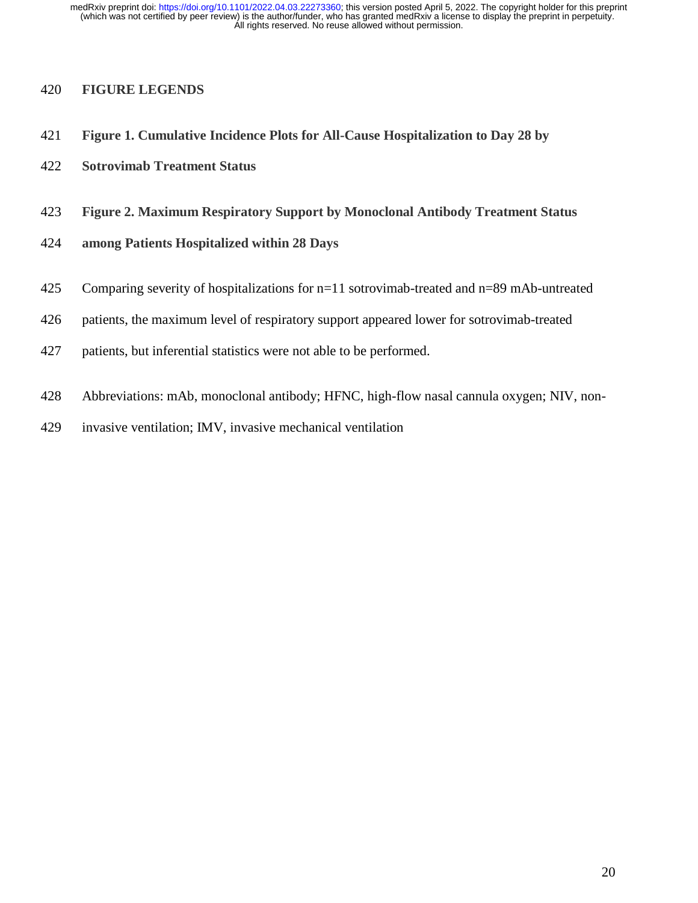## FIGURE LEGENDS

**Figure 1. Cumulative Incidence Plots for All-Cause Hospitalization to Day 28 by Sotrovimab Treatment Status**

**Figure 2. Maximum Respiratory Support by Monoclonal Antibody Treatment Status among Patients Hospitalized within 28 Days**

Comparing severity of hospitalizations for n=11 sotrovimab-treated and n=89 mAb-untreated patients, the maximum level of respiratory support appeared lower for sotrovimab-treated patients, but inferential statistics were not able to be performed.

Abbreviations: mAb, monoclonal antibody; HFNC, high-flow nasal cannula oxygen; NIV, non-invasive ventilation; IMV, invasive mechanical ventilation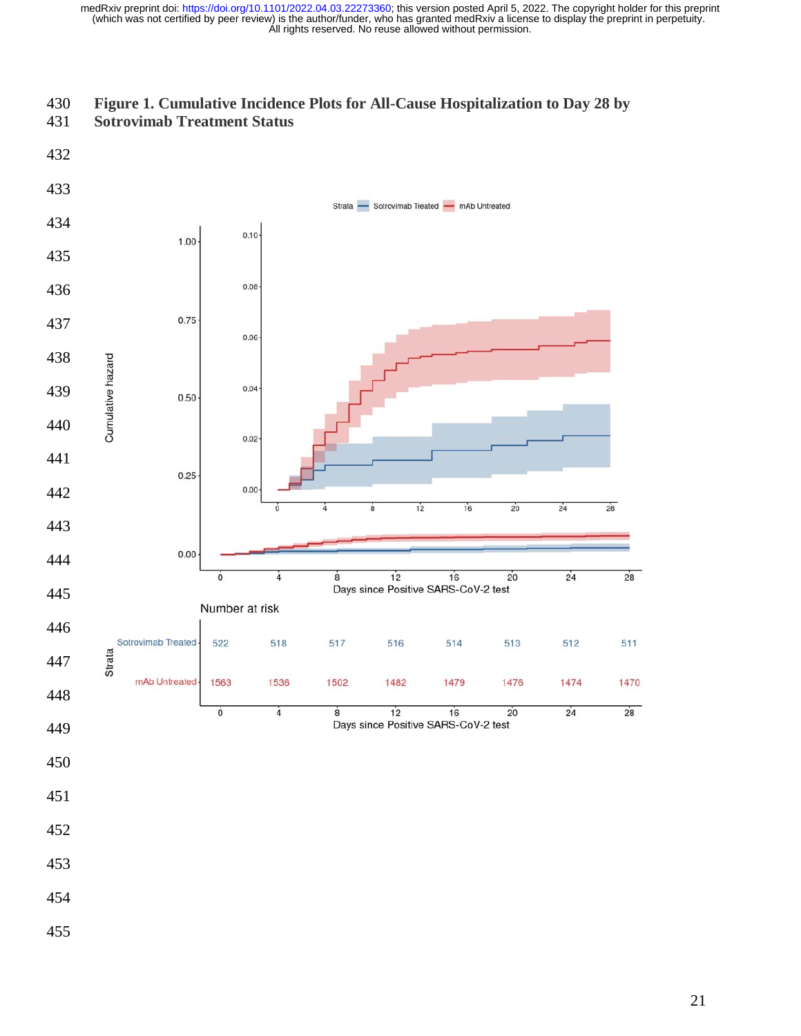**Figure 1. Cumulative Incidence Plots for All-Cause Hospitalization to Day 28 by Sotrovimab Treatment Status**

Number at risk

| Strata | 0 | 4 | 8 | 12 | 16 | 20 | 24 | 28 |
|---|---|---|---|---|---|---|---|---|
| Sotrovimab Treated | 522 | 518 | 517 | 516 | 514 | 513 | 512 | 511 |
| mAb Untreated | 1563 | 1536 | 1502 | 1482 | 1479 | 1476 | 1474 | 1470 |

Days since Positive SARS-CoV-2 test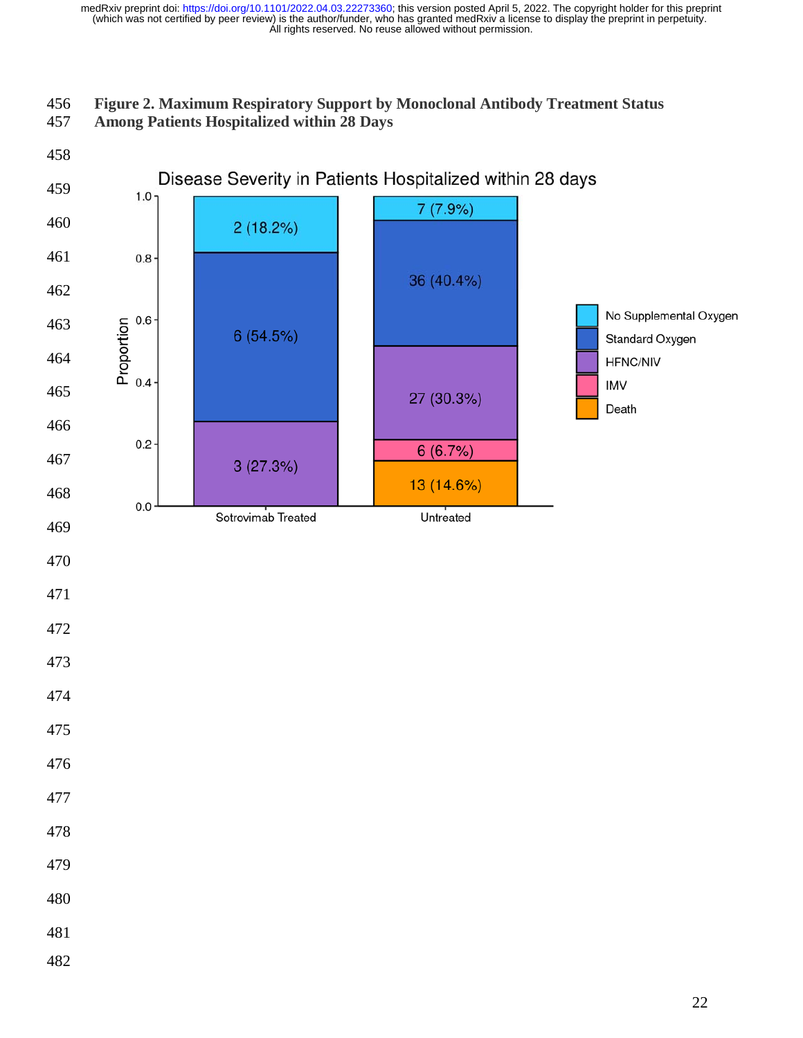**Figure 2. Maximum Respiratory Support by Monoclonal Antibody Treatment Status Among Patients Hospitalized within 28 Days**

Disease Severity in Patients Hospitalized within 28 days

Proportion

1.0
0.8
0.6
0.4
0.2
0.0

Sotrovimab Treated: 2 (18.2%), 6 (54.5%), 3 (27.3%)

Untreated: 7 (7.9%), 36 (40.4%), 27 (30.3%), 6 (6.7%), 13 (14.6%)

No Supplemental Oxygen
Standard Oxygen
HFNC/NIV
IMV
Death